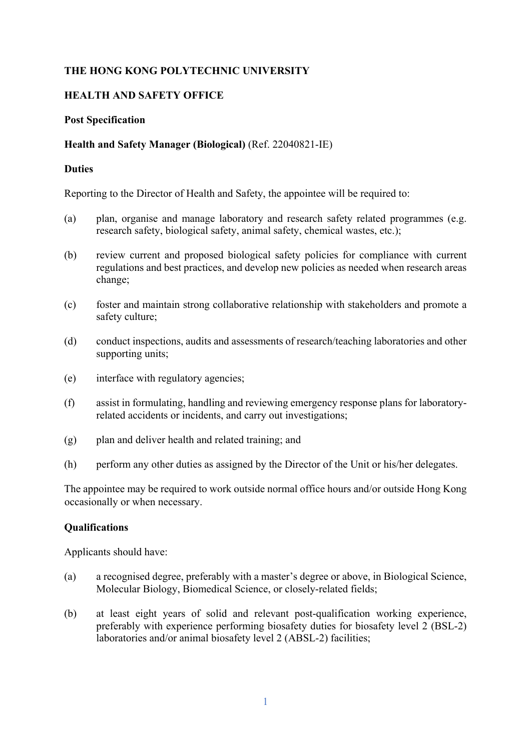**THE HONG KONG POLYTECHNIC UNIVERSITY**

**HEALTH AND SAFETY OFFICE**

**Post Specification**

**Health and Safety Manager (Biological)** (Ref. 22040821-IE)

**Duties**

Reporting to the Director of Health and Safety, the appointee will be required to:

(a) plan, organise and manage laboratory and research safety related programmes (e.g. research safety, biological safety, animal safety, chemical wastes, etc.);

(b) review current and proposed biological safety policies for compliance with current regulations and best practices, and develop new policies as needed when research areas change;

(c) foster and maintain strong collaborative relationship with stakeholders and promote a safety culture;

(d) conduct inspections, audits and assessments of research/teaching laboratories and other supporting units;

(e) interface with regulatory agencies;

(f) assist in formulating, handling and reviewing emergency response plans for laboratory-related accidents or incidents, and carry out investigations;

(g) plan and deliver health and related training; and

(h) perform any other duties as assigned by the Director of the Unit or his/her delegates.

The appointee may be required to work outside normal office hours and/or outside Hong Kong occasionally or when necessary.

**Qualifications**

Applicants should have:

(a) a recognised degree, preferably with a master's degree or above, in Biological Science, Molecular Biology, Biomedical Science, or closely-related fields;

(b) at least eight years of solid and relevant post-qualification working experience, preferably with experience performing biosafety duties for biosafety level 2 (BSL-2) laboratories and/or animal biosafety level 2 (ABSL-2) facilities;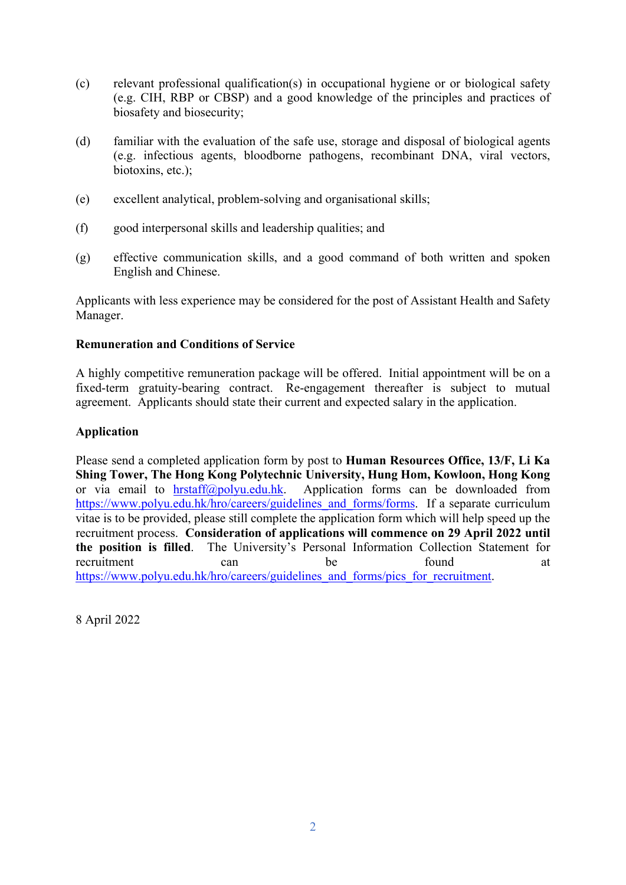(c) relevant professional qualification(s) in occupational hygiene or or biological safety (e.g. CIH, RBP or CBSP) and a good knowledge of the principles and practices of biosafety and biosecurity;

(d) familiar with the evaluation of the safe use, storage and disposal of biological agents (e.g. infectious agents, bloodborne pathogens, recombinant DNA, viral vectors, biotoxins, etc.);

(e) excellent analytical, problem-solving and organisational skills;

(f) good interpersonal skills and leadership qualities; and

(g) effective communication skills, and a good command of both written and spoken English and Chinese.

Applicants with less experience may be considered for the post of Assistant Health and Safety Manager.

**Remuneration and Conditions of Service**

A highly competitive remuneration package will be offered. Initial appointment will be on a fixed-term gratuity-bearing contract. Re-engagement thereafter is subject to mutual agreement. Applicants should state their current and expected salary in the application.

**Application**

Please send a completed application form by post to **Human Resources Office, 13/F, Li Ka Shing Tower, The Hong Kong Polytechnic University, Hung Hom, Kowloon, Hong Kong** or via email to hrstaff@polyu.edu.hk. Application forms can be downloaded from https://www.polyu.edu.hk/hro/careers/guidelines_and_forms/forms. If a separate curriculum vitae is to be provided, please still complete the application form which will help speed up the recruitment process. **Consideration of applications will commence on 29 April 2022 until the position is filled**. The University's Personal Information Collection Statement for recruitment can be found at https://www.polyu.edu.hk/hro/careers/guidelines_and_forms/pics_for_recruitment.

8 April 2022